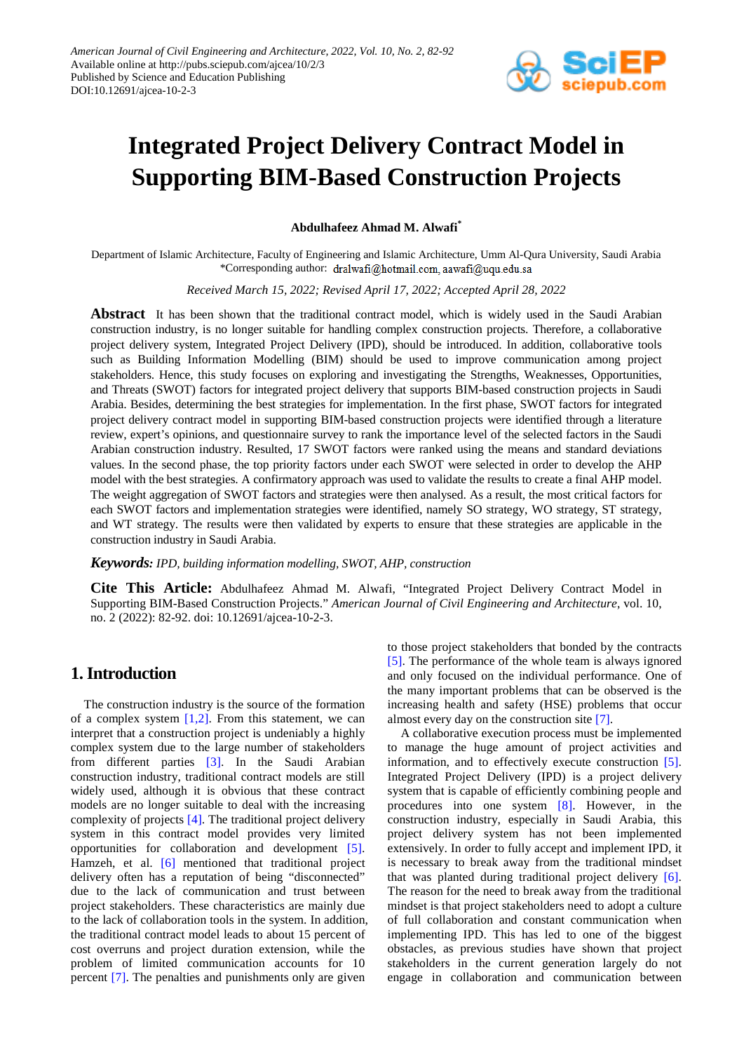# Integrated Project Delivery Contract Model in Supporting BIM-Based Construction Projects

**Abdulhafeez Ahmad M. Alwafi***

Department of Islamic Architecture, Faculty of Engineering and Islamic Architecture, Umm Al-Qura University, Saudi Arabia
*Corresponding author: dralwafi@hotmail.com, aawafi@uqu.edu.sa

*Received March 15, 2022; Revised April 17, 2022; Accepted April 28, 2022*

**Abstract** It has been shown that the traditional contract model, which is widely used in the Saudi Arabian construction industry, is no longer suitable for handling complex construction projects. Therefore, a collaborative project delivery system, Integrated Project Delivery (IPD), should be introduced. In addition, collaborative tools such as Building Information Modelling (BIM) should be used to improve communication among project stakeholders. Hence, this study focuses on exploring and investigating the Strengths, Weaknesses, Opportunities, and Threats (SWOT) factors for integrated project delivery that supports BIM-based construction projects in Saudi Arabia. Besides, determining the best strategies for implementation. In the first phase, SWOT factors for integrated project delivery contract model in supporting BIM-based construction projects were identified through a literature review, expert's opinions, and questionnaire survey to rank the importance level of the selected factors in the Saudi Arabian construction industry. Resulted, 17 SWOT factors were ranked using the means and standard deviations values. In the second phase, the top priority factors under each SWOT were selected in order to develop the AHP model with the best strategies. A confirmatory approach was used to validate the results to create a final AHP model. The weight aggregation of SWOT factors and strategies were then analysed. As a result, the most critical factors for each SWOT factors and implementation strategies were identified, namely SO strategy, WO strategy, ST strategy, and WT strategy. The results were then validated by experts to ensure that these strategies are applicable in the construction industry in Saudi Arabia.

***Keywords:*** *IPD, building information modelling, SWOT, AHP, construction*

**Cite This Article:** Abdulhafeez Ahmad M. Alwafi, "Integrated Project Delivery Contract Model in Supporting BIM-Based Construction Projects." *American Journal of Civil Engineering and Architecture*, vol. 10, no. 2 (2022): 82-92. doi: 10.12691/ajcea-10-2-3.

## 1. Introduction

The construction industry is the source of the formation of a complex system [1,2]. From this statement, we can interpret that a construction project is undeniably a highly complex system due to the large number of stakeholders from different parties [3]. In the Saudi Arabian construction industry, traditional contract models are still widely used, although it is obvious that these contract models are no longer suitable to deal with the increasing complexity of projects [4]. The traditional project delivery system in this contract model provides very limited opportunities for collaboration and development [5]. Hamzeh, et al. [6] mentioned that traditional project delivery often has a reputation of being "disconnected" due to the lack of communication and trust between project stakeholders. These characteristics are mainly due to the lack of collaboration tools in the system. In addition, the traditional contract model leads to about 15 percent of cost overruns and project duration extension, while the problem of limited communication accounts for 10 percent [7]. The penalties and punishments only are given to those project stakeholders that bonded by the contracts [5]. The performance of the whole team is always ignored and only focused on the individual performance. One of the many important problems that can be observed is the increasing health and safety (HSE) problems that occur almost every day on the construction site [7].

A collaborative execution process must be implemented to manage the huge amount of project activities and information, and to effectively execute construction [5]. Integrated Project Delivery (IPD) is a project delivery system that is capable of efficiently combining people and procedures into one system [8]. However, in the construction industry, especially in Saudi Arabia, this project delivery system has not been implemented extensively. In order to fully accept and implement IPD, it is necessary to break away from the traditional mindset that was planted during traditional project delivery [6]. The reason for the need to break away from the traditional mindset is that project stakeholders need to adopt a culture of full collaboration and constant communication when implementing IPD. This has led to one of the biggest obstacles, as previous studies have shown that project stakeholders in the current generation largely do not engage in collaboration and communication between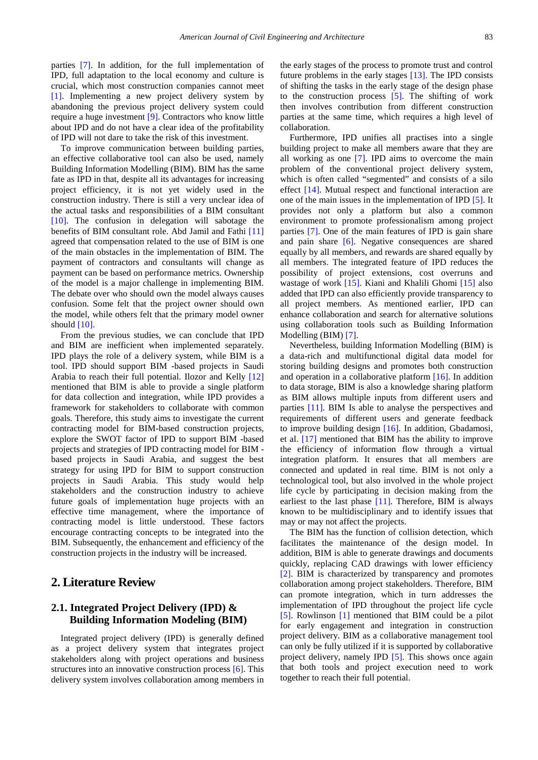parties [7]. In addition, for the full implementation of IPD, full adaptation to the local economy and culture is crucial, which most construction companies cannot meet [1]. Implementing a new project delivery system by abandoning the previous project delivery system could require a huge investment [9]. Contractors who know little about IPD and do not have a clear idea of the profitability of IPD will not dare to take the risk of this investment.

To improve communication between building parties, an effective collaborative tool can also be used, namely Building Information Modelling (BIM). BIM has the same fate as IPD in that, despite all its advantages for increasing project efficiency, it is not yet widely used in the construction industry. There is still a very unclear idea of the actual tasks and responsibilities of a BIM consultant [10]. The confusion in delegation will sabotage the benefits of BIM consultant role. Abd Jamil and Fathi [11] agreed that compensation related to the use of BIM is one of the main obstacles in the implementation of BIM. The payment of contractors and consultants will change as payment can be based on performance metrics. Ownership of the model is a major challenge in implementing BIM. The debate over who should own the model always causes confusion. Some felt that the project owner should own the model, while others felt that the primary model owner should [10].

From the previous studies, we can conclude that IPD and BIM are inefficient when implemented separately. IPD plays the role of a delivery system, while BIM is a tool. IPD should support BIM -based projects in Saudi Arabia to reach their full potential. Ilozor and Kelly [12] mentioned that BIM is able to provide a single platform for data collection and integration, while IPD provides a framework for stakeholders to collaborate with common goals. Therefore, this study aims to investigate the current contracting model for BIM-based construction projects, explore the SWOT factor of IPD to support BIM -based projects and strategies of IPD contracting model for BIM -based projects in Saudi Arabia, and suggest the best strategy for using IPD for BIM to support construction projects in Saudi Arabia. This study would help stakeholders and the construction industry to achieve future goals of implementation huge projects with an effective time management, where the importance of contracting model is little understood. These factors encourage contracting concepts to be integrated into the BIM. Subsequently, the enhancement and efficiency of the construction projects in the industry will be increased.

## 2. Literature Review

### 2.1. Integrated Project Delivery (IPD) & Building Information Modeling (BIM)

Integrated project delivery (IPD) is generally defined as a project delivery system that integrates project stakeholders along with project operations and business structures into an innovative construction process [6]. This delivery system involves collaboration among members in the early stages of the process to promote trust and control future problems in the early stages [13]. The IPD consists of shifting the tasks in the early stage of the design phase to the construction process [5]. The shifting of work then involves contribution from different construction parties at the same time, which requires a high level of collaboration.

Furthermore, IPD unifies all practises into a single building project to make all members aware that they are all working as one [7]. IPD aims to overcome the main problem of the conventional project delivery system, which is often called "segmented" and consists of a silo effect [14]. Mutual respect and functional interaction are one of the main issues in the implementation of IPD [5]. It provides not only a platform but also a common environment to promote professionalism among project parties [7]. One of the main features of IPD is gain share and pain share [6]. Negative consequences are shared equally by all members, and rewards are shared equally by all members. The integrated feature of IPD reduces the possibility of project extensions, cost overruns and wastage of work [15]. Kiani and Khalili Ghomi [15] also added that IPD can also efficiently provide transparency to all project members. As mentioned earlier, IPD can enhance collaboration and search for alternative solutions using collaboration tools such as Building Information Modelling (BIM) [7].

Nevertheless, building Information Modelling (BIM) is a data-rich and multifunctional digital data model for storing building designs and promotes both construction and operation in a collaborative platform [16]. In addition to data storage, BIM is also a knowledge sharing platform as BIM allows multiple inputs from different users and parties [11]. BIM Is able to analyse the perspectives and requirements of different users and generate feedback to improve building design [16]. In addition, Gbadamosi, et al. [17] mentioned that BIM has the ability to improve the efficiency of information flow through a virtual integration platform. It ensures that all members are connected and updated in real time. BIM is not only a technological tool, but also involved in the whole project life cycle by participating in decision making from the earliest to the last phase [11]. Therefore, BIM is always known to be multidisciplinary and to identify issues that may or may not affect the projects.

The BIM has the function of collision detection, which facilitates the maintenance of the design model. In addition, BIM is able to generate drawings and documents quickly, replacing CAD drawings with lower efficiency [2]. BIM is characterized by transparency and promotes collaboration among project stakeholders. Therefore, BIM can promote integration, which in turn addresses the implementation of IPD throughout the project life cycle [5]. Rowlinson [1] mentioned that BIM could be a pilot for early engagement and integration in construction project delivery. BIM as a collaborative management tool can only be fully utilized if it is supported by collaborative project delivery, namely IPD [5]. This shows once again that both tools and project execution need to work together to reach their full potential.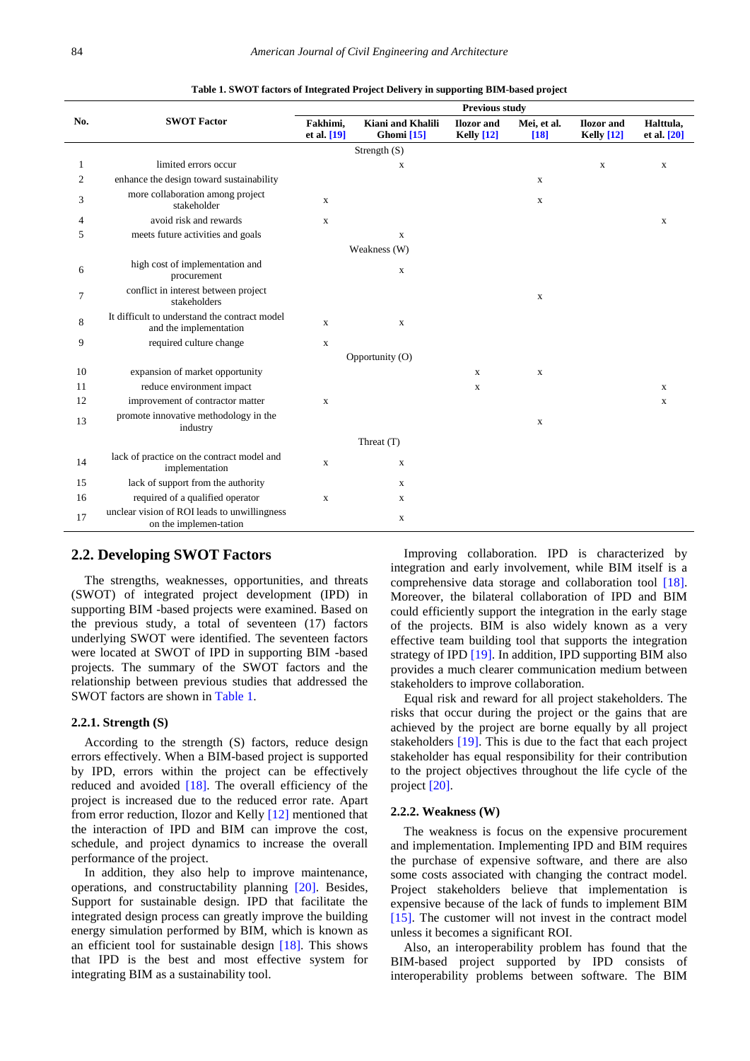**Table 1. SWOT factors of Integrated Project Delivery in supporting BIM-based project**

| No. | SWOT Factor | Previous study | | | | | |
|---|---|---|---|---|---|---|---|
| | | Fakhimi, et al. [19] | Kiani and Khalili Ghomi [15] | Ilozor and Kelly [12] | Mei, et al. [18] | Ilozor and Kelly [12] | Halttula, et al. [20] |
| | Strength (S) | | | | | | |
| 1 | limited errors occur | | x | | | x | x |
| 2 | enhance the design toward sustainability | | | | x | | |
| 3 | more collaboration among project stakeholder | x | | | x | | |
| 4 | avoid risk and rewards | x | | | | | x |
| 5 | meets future activities and goals | | x | | | | |
| | Weakness (W) | | | | | | |
| 6 | high cost of implementation and procurement | | x | | | | |
| 7 | conflict in interest between project stakeholders | | | | x | | |
| 8 | It difficult to understand the contract model and the implementation | x | x | | | | |
| 9 | required culture change | x | | | | | |
| | Opportunity (O) | | | | | | |
| 10 | expansion of market opportunity | | | x | x | | |
| 11 | reduce environment impact | | | x | | | x |
| 12 | improvement of contractor matter | x | | | | | x |
| 13 | promote innovative methodology in the industry | | | | x | | |
| | Threat (T) | | | | | | |
| 14 | lack of practice on the contract model and implementation | x | x | | | | |
| 15 | lack of support from the authority | | x | | | | |
| 16 | required of a qualified operator | x | x | | | | |
| 17 | unclear vision of ROI leads to unwillingness on the implemen-tation | | x | | | | |

## 2.2. Developing SWOT Factors

The strengths, weaknesses, opportunities, and threats (SWOT) of integrated project development (IPD) in supporting BIM -based projects were examined. Based on the previous study, a total of seventeen (17) factors underlying SWOT were identified. The seventeen factors were located at SWOT of IPD in supporting BIM -based projects. The summary of the SWOT factors and the relationship between previous studies that addressed the SWOT factors are shown in Table 1.

### 2.2.1. Strength (S)

According to the strength (S) factors, reduce design errors effectively. When a BIM-based project is supported by IPD, errors within the project can be effectively reduced and avoided [18]. The overall efficiency of the project is increased due to the reduced error rate. Apart from error reduction, Ilozor and Kelly [12] mentioned that the interaction of IPD and BIM can improve the cost, schedule, and project dynamics to increase the overall performance of the project.

In addition, they also help to improve maintenance, operations, and constructability planning [20]. Besides, Support for sustainable design. IPD that facilitate the integrated design process can greatly improve the building energy simulation performed by BIM, which is known as an efficient tool for sustainable design [18]. This shows that IPD is the best and most effective system for integrating BIM as a sustainability tool.

Improving collaboration. IPD is characterized by integration and early involvement, while BIM itself is a comprehensive data storage and collaboration tool [18]. Moreover, the bilateral collaboration of IPD and BIM could efficiently support the integration in the early stage of the projects. BIM is also widely known as a very effective team building tool that supports the integration strategy of IPD [19]. In addition, IPD supporting BIM also provides a much clearer communication medium between stakeholders to improve collaboration.

Equal risk and reward for all project stakeholders. The risks that occur during the project or the gains that are achieved by the project are borne equally by all project stakeholders [19]. This is due to the fact that each project stakeholder has equal responsibility for their contribution to the project objectives throughout the life cycle of the project [20].

### 2.2.2. Weakness (W)

The weakness is focus on the expensive procurement and implementation. Implementing IPD and BIM requires the purchase of expensive software, and there are also some costs associated with changing the contract model. Project stakeholders believe that implementation is expensive because of the lack of funds to implement BIM [15]. The customer will not invest in the contract model unless it becomes a significant ROI.

Also, an interoperability problem has found that the BIM-based project supported by IPD consists of interoperability problems between software. The BIM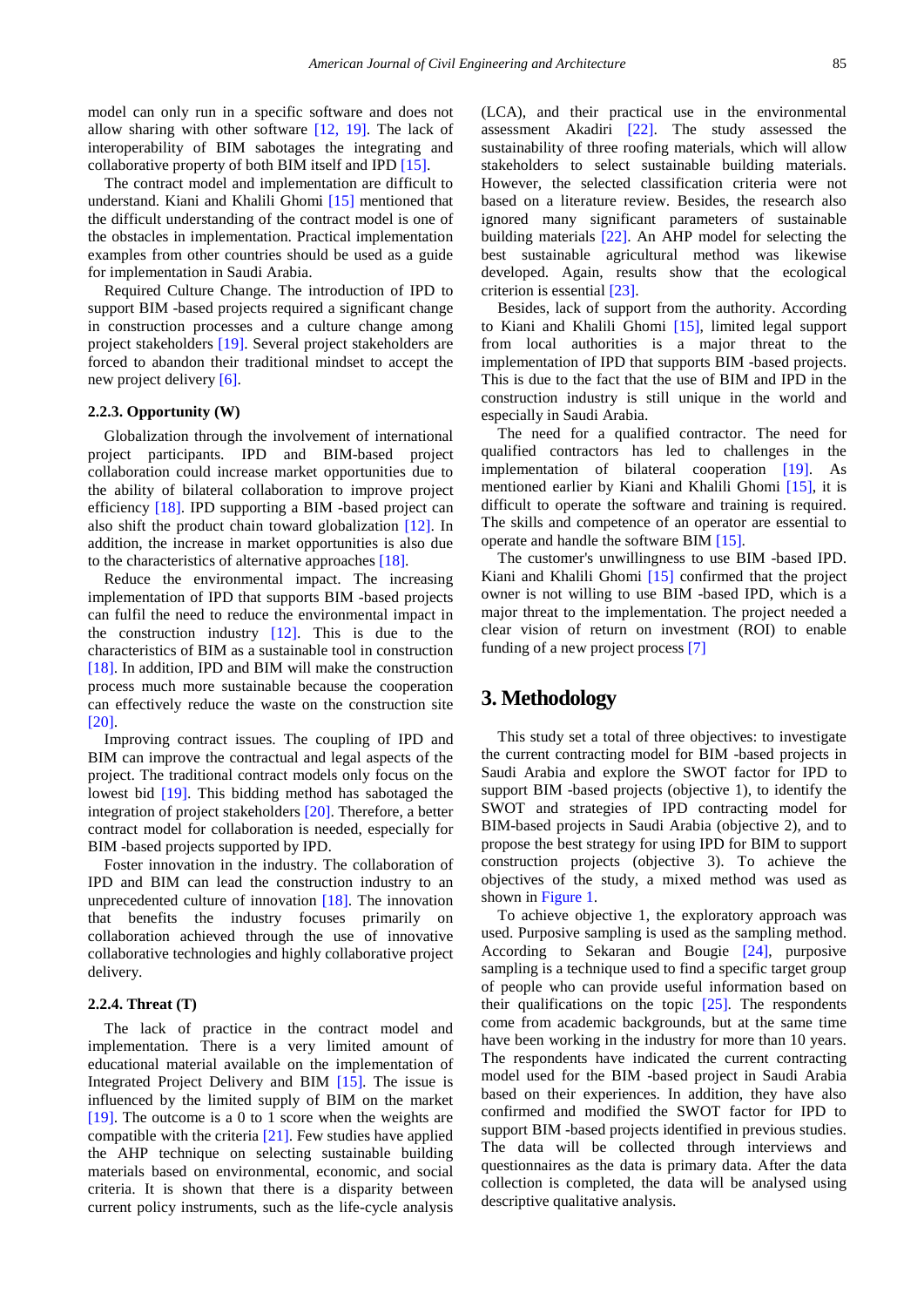model can only run in a specific software and does not allow sharing with other software [12, 19]. The lack of interoperability of BIM sabotages the integrating and collaborative property of both BIM itself and IPD [15].

The contract model and implementation are difficult to understand. Kiani and Khalili Ghomi [15] mentioned that the difficult understanding of the contract model is one of the obstacles in implementation. Practical implementation examples from other countries should be used as a guide for implementation in Saudi Arabia.

Required Culture Change. The introduction of IPD to support BIM -based projects required a significant change in construction processes and a culture change among project stakeholders [19]. Several project stakeholders are forced to abandon their traditional mindset to accept the new project delivery [6].

#### 2.2.3. Opportunity (W)

Globalization through the involvement of international project participants. IPD and BIM-based project collaboration could increase market opportunities due to the ability of bilateral collaboration to improve project efficiency [18]. IPD supporting a BIM -based project can also shift the product chain toward globalization [12]. In addition, the increase in market opportunities is also due to the characteristics of alternative approaches [18].

Reduce the environmental impact. The increasing implementation of IPD that supports BIM -based projects can fulfil the need to reduce the environmental impact in the construction industry [12]. This is due to the characteristics of BIM as a sustainable tool in construction [18]. In addition, IPD and BIM will make the construction process much more sustainable because the cooperation can effectively reduce the waste on the construction site [20].

Improving contract issues. The coupling of IPD and BIM can improve the contractual and legal aspects of the project. The traditional contract models only focus on the lowest bid [19]. This bidding method has sabotaged the integration of project stakeholders [20]. Therefore, a better contract model for collaboration is needed, especially for BIM -based projects supported by IPD.

Foster innovation in the industry. The collaboration of IPD and BIM can lead the construction industry to an unprecedented culture of innovation [18]. The innovation that benefits the industry focuses primarily on collaboration achieved through the use of innovative collaborative technologies and highly collaborative project delivery.

#### 2.2.4. Threat (T)

The lack of practice in the contract model and implementation. There is a very limited amount of educational material available on the implementation of Integrated Project Delivery and BIM [15]. The issue is influenced by the limited supply of BIM on the market [19]. The outcome is a 0 to 1 score when the weights are compatible with the criteria [21]. Few studies have applied the AHP technique on selecting sustainable building materials based on environmental, economic, and social criteria. It is shown that there is a disparity between current policy instruments, such as the life-cycle analysis (LCA), and their practical use in the environmental assessment Akadiri [22]. The study assessed the sustainability of three roofing materials, which will allow stakeholders to select sustainable building materials. However, the selected classification criteria were not based on a literature review. Besides, the research also ignored many significant parameters of sustainable building materials [22]. An AHP model for selecting the best sustainable agricultural method was likewise developed. Again, results show that the ecological criterion is essential [23].

Besides, lack of support from the authority. According to Kiani and Khalili Ghomi [15], limited legal support from local authorities is a major threat to the implementation of IPD that supports BIM -based projects. This is due to the fact that the use of BIM and IPD in the construction industry is still unique in the world and especially in Saudi Arabia.

The need for a qualified contractor. The need for qualified contractors has led to challenges in the implementation of bilateral cooperation [19]. As mentioned earlier by Kiani and Khalili Ghomi [15], it is difficult to operate the software and training is required. The skills and competence of an operator are essential to operate and handle the software BIM [15].

The customer's unwillingness to use BIM -based IPD. Kiani and Khalili Ghomi [15] confirmed that the project owner is not willing to use BIM -based IPD, which is a major threat to the implementation. The project needed a clear vision of return on investment (ROI) to enable funding of a new project process [7]

## 3. Methodology

This study set a total of three objectives: to investigate the current contracting model for BIM -based projects in Saudi Arabia and explore the SWOT factor for IPD to support BIM -based projects (objective 1), to identify the SWOT and strategies of IPD contracting model for BIM-based projects in Saudi Arabia (objective 2), and to propose the best strategy for using IPD for BIM to support construction projects (objective 3). To achieve the objectives of the study, a mixed method was used as shown in Figure 1.

To achieve objective 1, the exploratory approach was used. Purposive sampling is used as the sampling method. According to Sekaran and Bougie [24], purposive sampling is a technique used to find a specific target group of people who can provide useful information based on their qualifications on the topic [25]. The respondents come from academic backgrounds, but at the same time have been working in the industry for more than 10 years. The respondents have indicated the current contracting model used for the BIM -based project in Saudi Arabia based on their experiences. In addition, they have also confirmed and modified the SWOT factor for IPD to support BIM -based projects identified in previous studies. The data will be collected through interviews and questionnaires as the data is primary data. After the data collection is completed, the data will be analysed using descriptive qualitative analysis.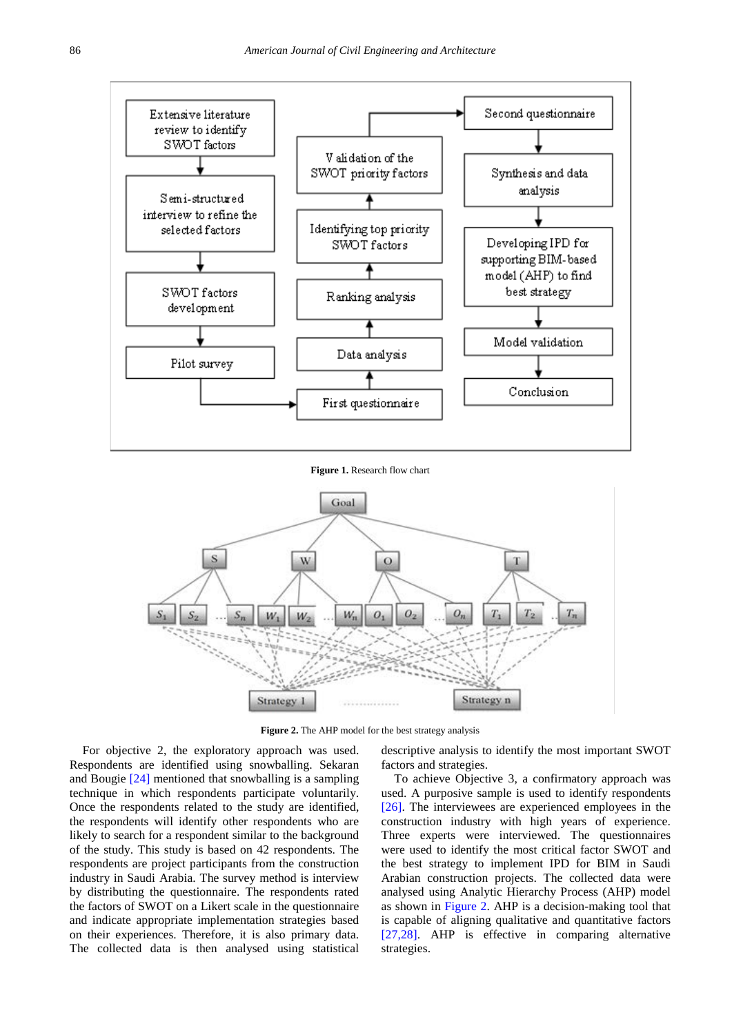Figure 1. Research flow chart

Figure 2. The AHP model for the best strategy analysis

For objective 2, the exploratory approach was used. Respondents are identified using snowballing. Sekaran and Bougie [24] mentioned that snowballing is a sampling technique in which respondents participate voluntarily. Once the respondents related to the study are identified, the respondents will identify other respondents who are likely to search for a respondent similar to the background of the study. This study is based on 42 respondents. The respondents are project participants from the construction industry in Saudi Arabia. The survey method is interview by distributing the questionnaire. The respondents rated the factors of SWOT on a Likert scale in the questionnaire and indicate appropriate implementation strategies based on their experiences. Therefore, it is also primary data. The collected data is then analysed using statistical descriptive analysis to identify the most important SWOT factors and strategies.

To achieve Objective 3, a confirmatory approach was used. A purposive sample is used to identify respondents [26]. The interviewees are experienced employees in the construction industry with high years of experience. Three experts were interviewed. The questionnaires were used to identify the most critical factor SWOT and the best strategy to implement IPD for BIM in Saudi Arabian construction projects. The collected data were analysed using Analytic Hierarchy Process (AHP) model as shown in Figure 2. AHP is a decision-making tool that is capable of aligning qualitative and quantitative factors [27,28]. AHP is effective in comparing alternative strategies.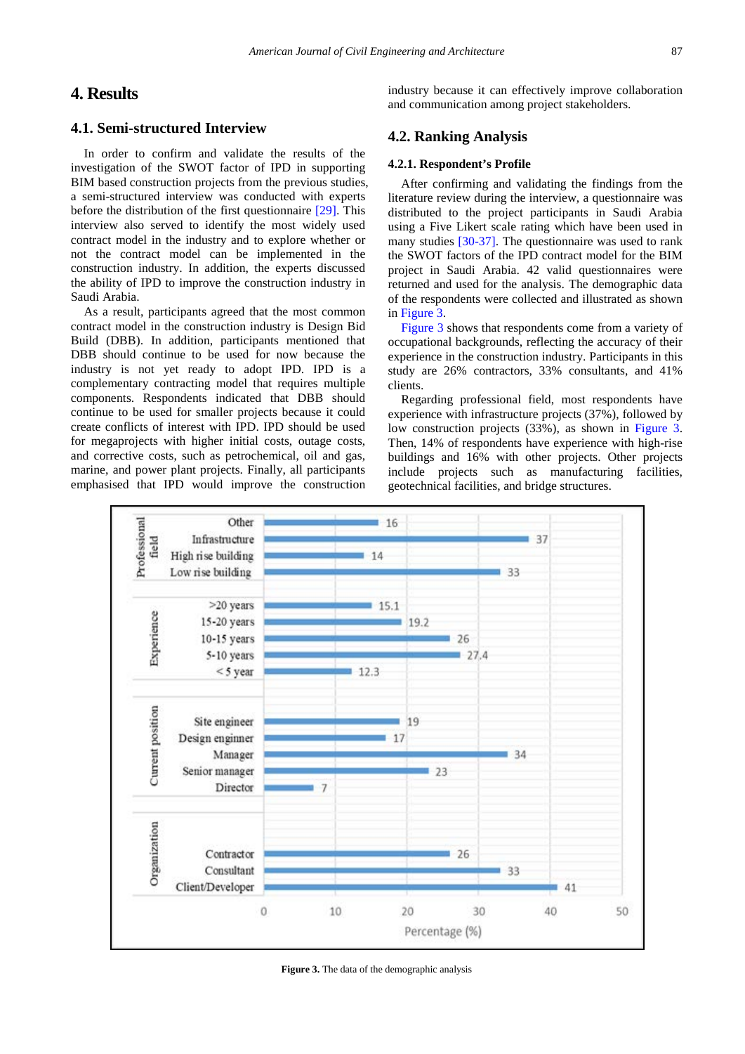# 4. Results

## 4.1. Semi-structured Interview

In order to confirm and validate the results of the investigation of the SWOT factor of IPD in supporting BIM based construction projects from the previous studies, a semi-structured interview was conducted with experts before the distribution of the first questionnaire [29]. This interview also served to identify the most widely used contract model in the industry and to explore whether or not the contract model can be implemented in the construction industry. In addition, the experts discussed the ability of IPD to improve the construction industry in Saudi Arabia.

As a result, participants agreed that the most common contract model in the construction industry is Design Bid Build (DBB). In addition, participants mentioned that DBB should continue to be used for now because the industry is not yet ready to adopt IPD. IPD is a complementary contracting model that requires multiple components. Respondents indicated that DBB should continue to be used for smaller projects because it could create conflicts of interest with IPD. IPD should be used for megaprojects with higher initial costs, outage costs, and corrective costs, such as petrochemical, oil and gas, marine, and power plant projects. Finally, all participants emphasised that IPD would improve the construction industry because it can effectively improve collaboration and communication among project stakeholders.

## 4.2. Ranking Analysis

### 4.2.1. Respondent's Profile

After confirming and validating the findings from the literature review during the interview, a questionnaire was distributed to the project participants in Saudi Arabia using a Five Likert scale rating which have been used in many studies [30-37]. The questionnaire was used to rank the SWOT factors of the IPD contract model for the BIM project in Saudi Arabia. 42 valid questionnaires were returned and used for the analysis. The demographic data of the respondents were collected and illustrated as shown in Figure 3.

Figure 3 shows that respondents come from a variety of occupational backgrounds, reflecting the accuracy of their experience in the construction industry. Participants in this study are 26% contractors, 33% consultants, and 41% clients.

Regarding professional field, most respondents have experience with infrastructure projects (37%), followed by low construction projects (33%), as shown in Figure 3. Then, 14% of respondents have experience with high-rise buildings and 16% with other projects. Other projects include projects such as manufacturing facilities, geotechnical facilities, and bridge structures.

| Category | Item | Percentage (%) |
|---|---|---|
| Professional field | Other | 16 |
| | Infrastructure | 37 |
| | High rise building | 14 |
| | Low rise building | 33 |
| Experience | >20 years | 15.1 |
| | 15-20 years | 19.2 |
| | 10-15 years | 26 |
| | 5-10 years | 27.4 |
| | < 5 year | 12.3 |
| Current position | Site engineer | 19 |
| | Design enginner | 17 |
| | Manager | 34 |
| | Senior manager | 23 |
| | Director | 7 |
| Organization | Contractor | 26 |
| | Consultant | 33 |
| | Client/Developer | 41 |

**Figure 3.** The data of the demographic analysis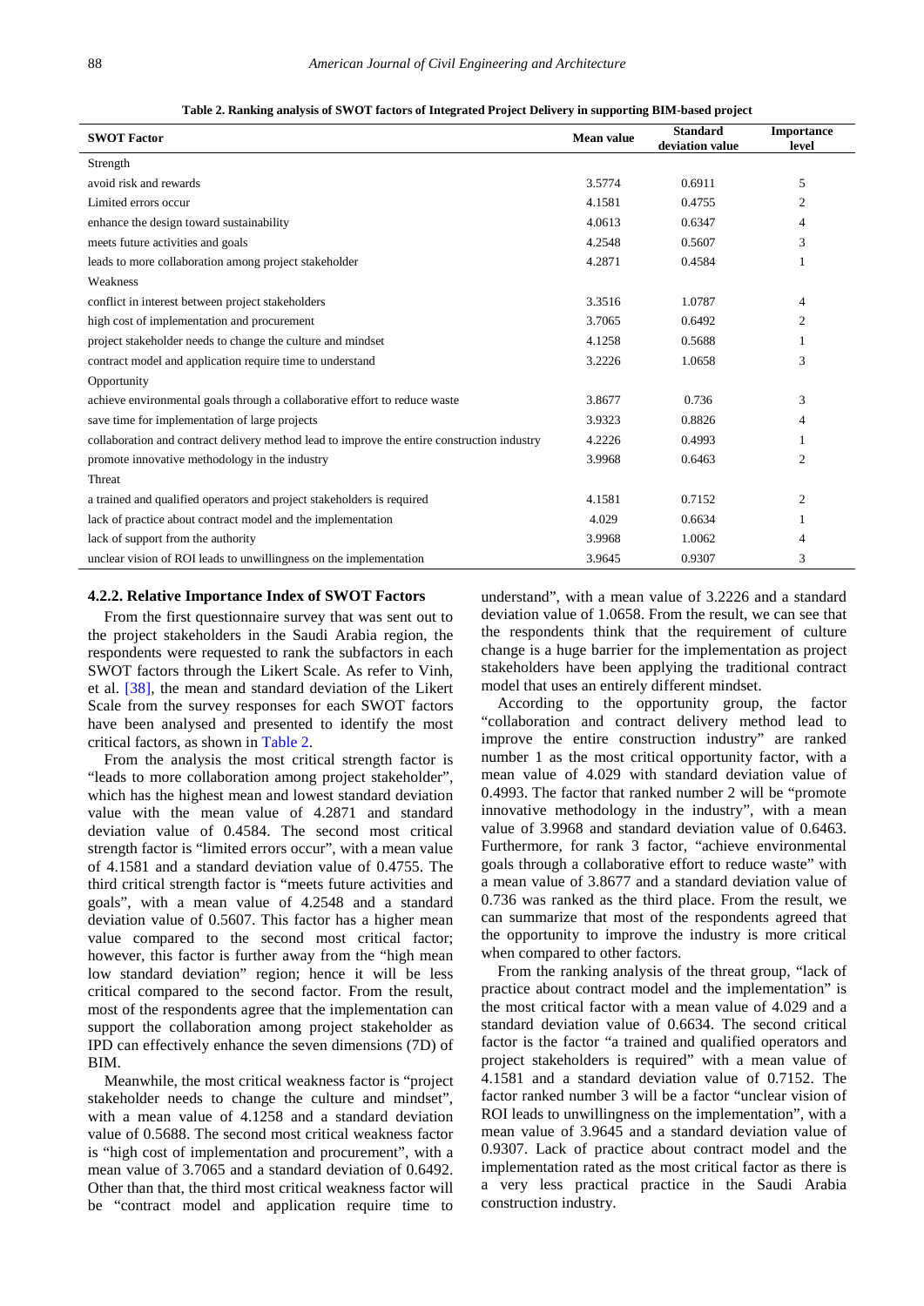**Table 2. Ranking analysis of SWOT factors of Integrated Project Delivery in supporting BIM-based project**

| SWOT Factor | Mean value | Standard deviation value | Importance level |
|---|---|---|---|
| Strength | | | |
| avoid risk and rewards | 3.5774 | 0.6911 | 5 |
| Limited errors occur | 4.1581 | 0.4755 | 2 |
| enhance the design toward sustainability | 4.0613 | 0.6347 | 4 |
| meets future activities and goals | 4.2548 | 0.5607 | 3 |
| leads to more collaboration among project stakeholder | 4.2871 | 0.4584 | 1 |
| Weakness | | | |
| conflict in interest between project stakeholders | 3.3516 | 1.0787 | 4 |
| high cost of implementation and procurement | 3.7065 | 0.6492 | 2 |
| project stakeholder needs to change the culture and mindset | 4.1258 | 0.5688 | 1 |
| contract model and application require time to understand | 3.2226 | 1.0658 | 3 |
| Opportunity | | | |
| achieve environmental goals through a collaborative effort to reduce waste | 3.8677 | 0.736 | 3 |
| save time for implementation of large projects | 3.9323 | 0.8826 | 4 |
| collaboration and contract delivery method lead to improve the entire construction industry | 4.2226 | 0.4993 | 1 |
| promote innovative methodology in the industry | 3.9968 | 0.6463 | 2 |
| Threat | | | |
| a trained and qualified operators and project stakeholders is required | 4.1581 | 0.7152 | 2 |
| lack of practice about contract model and the implementation | 4.029 | 0.6634 | 1 |
| lack of support from the authority | 3.9968 | 1.0062 | 4 |
| unclear vision of ROI leads to unwillingness on the implementation | 3.9645 | 0.9307 | 3 |

#### 4.2.2. Relative Importance Index of SWOT Factors

From the first questionnaire survey that was sent out to the project stakeholders in the Saudi Arabia region, the respondents were requested to rank the subfactors in each SWOT factors through the Likert Scale. As refer to Vinh, et al. [38], the mean and standard deviation of the Likert Scale from the survey responses for each SWOT factors have been analysed and presented to identify the most critical factors, as shown in Table 2.

From the analysis the most critical strength factor is "leads to more collaboration among project stakeholder", which has the highest mean and lowest standard deviation value with the mean value of 4.2871 and standard deviation value of 0.4584. The second most critical strength factor is "limited errors occur", with a mean value of 4.1581 and a standard deviation value of 0.4755. The third critical strength factor is "meets future activities and goals", with a mean value of 4.2548 and a standard deviation value of 0.5607. This factor has a higher mean value compared to the second most critical factor; however, this factor is further away from the "high mean low standard deviation" region; hence it will be less critical compared to the second factor. From the result, most of the respondents agree that the implementation can support the collaboration among project stakeholder as IPD can effectively enhance the seven dimensions (7D) of BIM.

Meanwhile, the most critical weakness factor is "project stakeholder needs to change the culture and mindset", with a mean value of 4.1258 and a standard deviation value of 0.5688. The second most critical weakness factor is "high cost of implementation and procurement", with a mean value of 3.7065 and a standard deviation of 0.6492. Other than that, the third most critical weakness factor will be "contract model and application require time to understand", with a mean value of 3.2226 and a standard deviation value of 1.0658. From the result, we can see that the respondents think that the requirement of culture change is a huge barrier for the implementation as project stakeholders have been applying the traditional contract model that uses an entirely different mindset.

According to the opportunity group, the factor "collaboration and contract delivery method lead to improve the entire construction industry" are ranked number 1 as the most critical opportunity factor, with a mean value of 4.029 with standard deviation value of 0.4993. The factor that ranked number 2 will be "promote innovative methodology in the industry", with a mean value of 3.9968 and standard deviation value of 0.6463. Furthermore, for rank 3 factor, "achieve environmental goals through a collaborative effort to reduce waste" with a mean value of 3.8677 and a standard deviation value of 0.736 was ranked as the third place. From the result, we can summarize that most of the respondents agreed that the opportunity to improve the industry is more critical when compared to other factors.

From the ranking analysis of the threat group, "lack of practice about contract model and the implementation" is the most critical factor with a mean value of 4.029 and a standard deviation value of 0.6634. The second critical factor is the factor "a trained and qualified operators and project stakeholders is required" with a mean value of 4.1581 and a standard deviation value of 0.7152. The factor ranked number 3 will be a factor "unclear vision of ROI leads to unwillingness on the implementation", with a mean value of 3.9645 and a standard deviation value of 0.9307. Lack of practice about contract model and the implementation rated as the most critical factor as there is a very less practical practice in the Saudi Arabia construction industry.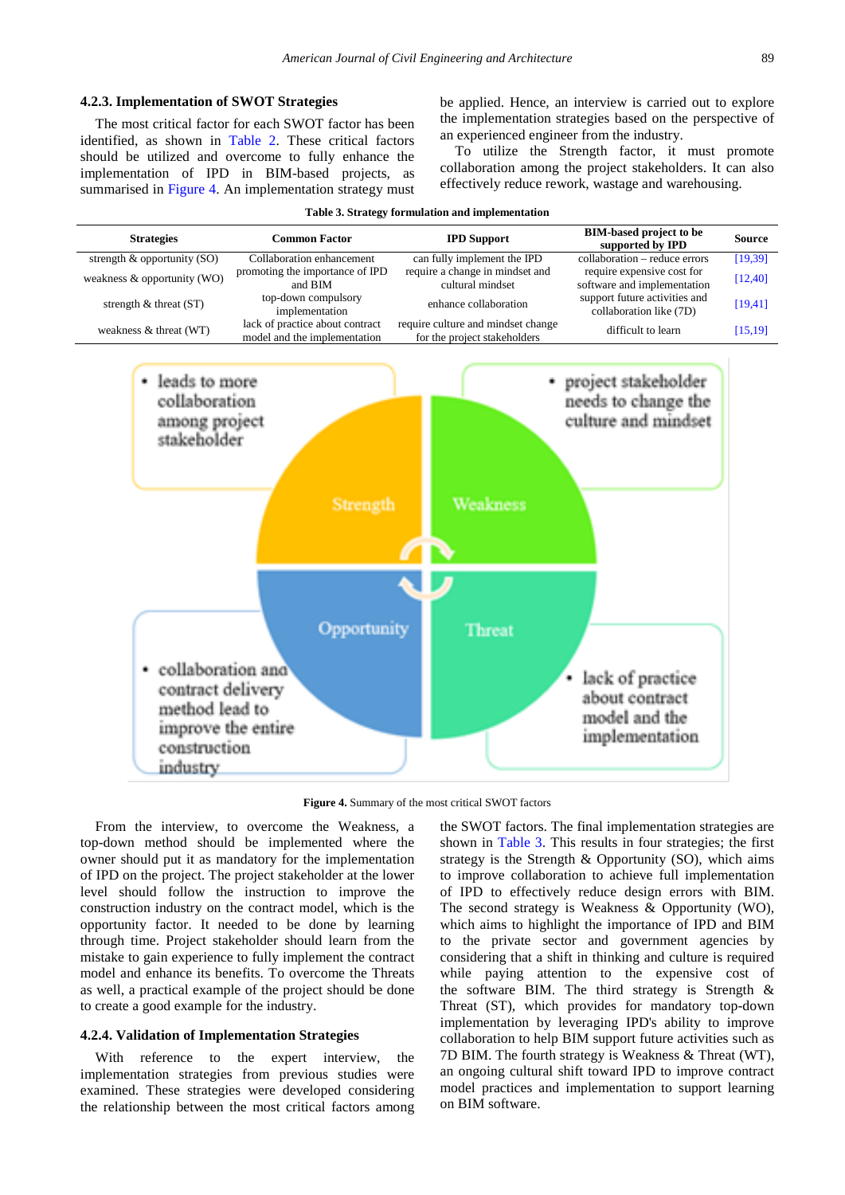#### 4.2.3. Implementation of SWOT Strategies

The most critical factor for each SWOT factor has been identified, as shown in Table 2. These critical factors should be utilized and overcome to fully enhance the implementation of IPD in BIM-based projects, as summarised in Figure 4. An implementation strategy must be applied. Hence, an interview is carried out to explore the implementation strategies based on the perspective of an experienced engineer from the industry.

To utilize the Strength factor, it must promote collaboration among the project stakeholders. It can also effectively reduce rework, wastage and warehousing.

**Table 3. Strategy formulation and implementation**

| Strategies | Common Factor | IPD Support | BIM-based project to be supported by IPD | Source |
|---|---|---|---|---|
| strength & opportunity (SO) | Collaboration enhancement | can fully implement the IPD | collaboration – reduce errors | [19,39] |
| weakness & opportunity (WO) | promoting the importance of IPD and BIM | require a change in mindset and cultural mindset | require expensive cost for software and implementation | [12,40] |
| strength & threat (ST) | top-down compulsory implementation | enhance collaboration | support future activities and collaboration like (7D) | [19,41] |
| weakness & threat (WT) | lack of practice about contract model and the implementation | require culture and mindset change for the project stakeholders | difficult to learn | [15,19] |

**Figure 4.** Summary of the most critical SWOT factors

From the interview, to overcome the Weakness, a top-down method should be implemented where the owner should put it as mandatory for the implementation of IPD on the project. The project stakeholder at the lower level should follow the instruction to improve the construction industry on the contract model, which is the opportunity factor. It needed to be done by learning through time. Project stakeholder should learn from the mistake to gain experience to fully implement the contract model and enhance its benefits. To overcome the Threats as well, a practical example of the project should be done to create a good example for the industry.

#### 4.2.4. Validation of Implementation Strategies

With reference to the expert interview, the implementation strategies from previous studies were examined. These strategies were developed considering the relationship between the most critical factors among the SWOT factors. The final implementation strategies are shown in Table 3. This results in four strategies; the first strategy is the Strength & Opportunity (SO), which aims to improve collaboration to achieve full implementation of IPD to effectively reduce design errors with BIM. The second strategy is Weakness & Opportunity (WO), which aims to highlight the importance of IPD and BIM to the private sector and government agencies by considering that a shift in thinking and culture is required while paying attention to the expensive cost of the software BIM. The third strategy is Strength & Threat (ST), which provides for mandatory top-down implementation by leveraging IPD's ability to improve collaboration to help BIM support future activities such as 7D BIM. The fourth strategy is Weakness & Threat (WT), an ongoing cultural shift toward IPD to improve contract model practices and implementation to support learning on BIM software.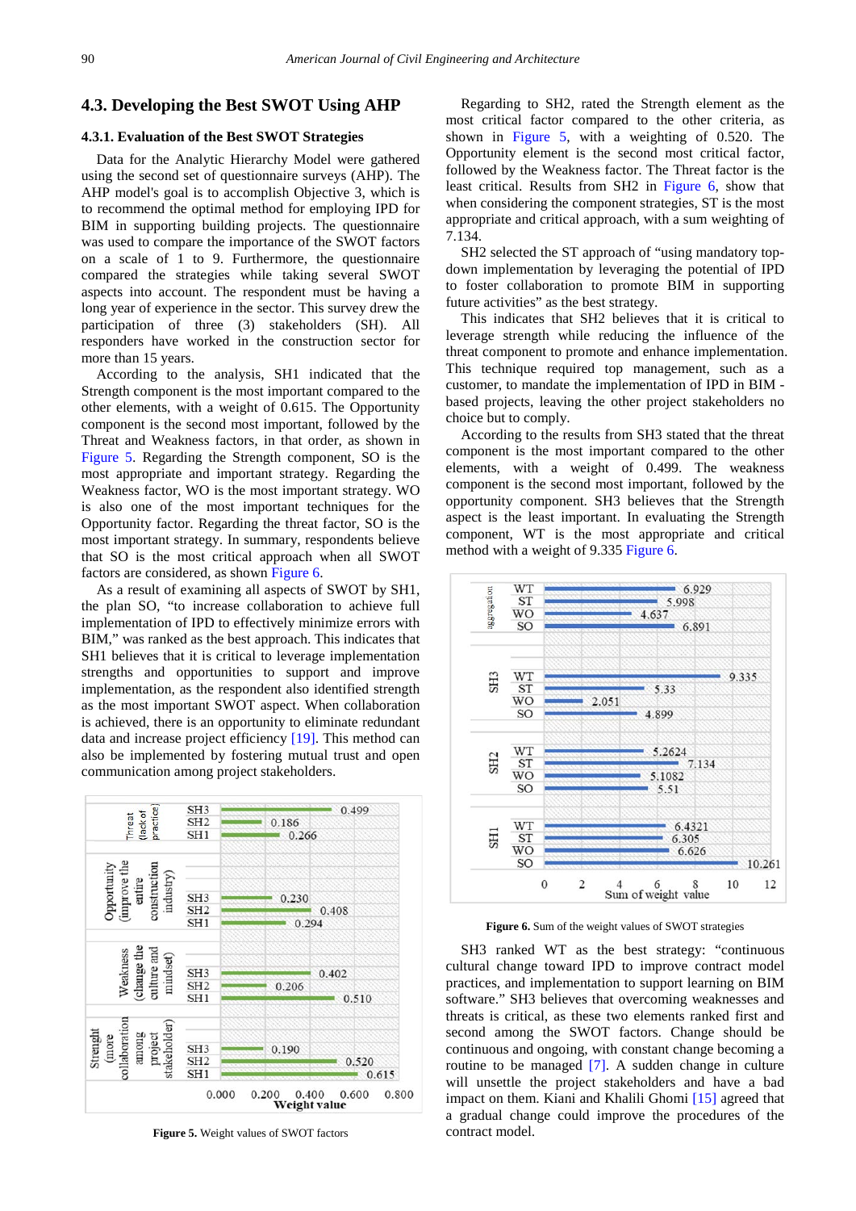## 4.3. Developing the Best SWOT Using AHP

### 4.3.1. Evaluation of the Best SWOT Strategies

Data for the Analytic Hierarchy Model were gathered using the second set of questionnaire surveys (AHP). The AHP model's goal is to accomplish Objective 3, which is to recommend the optimal method for employing IPD for BIM in supporting building projects. The questionnaire was used to compare the importance of the SWOT factors on a scale of 1 to 9. Furthermore, the questionnaire compared the strategies while taking several SWOT aspects into account. The respondent must be having a long year of experience in the sector. This survey drew the participation of three (3) stakeholders (SH). All responders have worked in the construction sector for more than 15 years.

According to the analysis, SH1 indicated that the Strength component is the most important compared to the other elements, with a weight of 0.615. The Opportunity component is the second most important, followed by the Threat and Weakness factors, in that order, as shown in Figure 5. Regarding the Strength component, SO is the most appropriate and important strategy. Regarding the Weakness factor, WO is the most important strategy. WO is also one of the most important techniques for the Opportunity factor. Regarding the threat factor, SO is the most important strategy. In summary, respondents believe that SO is the most critical approach when all SWOT factors are considered, as shown in Figure 6.

As a result of examining all aspects of SWOT by SH1, the plan SO, "to increase collaboration to achieve full implementation of IPD to effectively minimize errors with BIM," was ranked as the best approach. This indicates that SH1 believes that it is critical to leverage implementation strengths and opportunities to support and improve implementation, as the respondent also identified strength as the most important SWOT aspect. When collaboration is achieved, there is an opportunity to eliminate redundant data and increase project efficiency [19]. This method can also be implemented by fostering mutual trust and open communication among project stakeholders.

**Figure 5.** Weight values of SWOT factors

Regarding to SH2, rated the Strength element as the most critical factor compared to the other criteria, as shown in Figure 5, with a weighting of 0.520. The Opportunity element is the second most critical factor, followed by the Weakness factor. The Threat factor is the least critical. Results from SH2 in Figure 6, show that when considering the component strategies, ST is the most appropriate and critical approach, with a sum weighting of 7.134.

SH2 selected the ST approach of "using mandatory top-down implementation by leveraging the potential of IPD to foster collaboration to promote BIM in supporting future activities" as the best strategy.

This indicates that SH2 believes that it is critical to leverage strength while reducing the influence of the threat component to promote and enhance implementation. This technique required top management, such as a customer, to mandate the implementation of IPD in BIM - based projects, leaving the other project stakeholders no choice but to comply.

According to the results from SH3 stated that the threat component is the most important compared to the other elements, with a weight of 0.499. The weakness component is the second most important, followed by the opportunity component. SH3 believes that the Strength aspect is the least important. In evaluating the Strength component, WT is the most appropriate and critical method with a weight of 9.335 Figure 6.

**Figure 6.** Sum of the weight values of SWOT strategies

SH3 ranked WT as the best strategy: "continuous cultural change toward IPD to improve contract model practices, and implementation to support learning on BIM software." SH3 believes that overcoming weaknesses and threats is critical, as these two elements ranked first and second among the SWOT factors. Change should be continuous and ongoing, with constant change becoming a routine to be managed [7]. A sudden change in culture will unsettle the project stakeholders and have a bad impact on them. Kiani and Khalili Ghomi [15] agreed that a gradual change could improve the procedures of the contract model.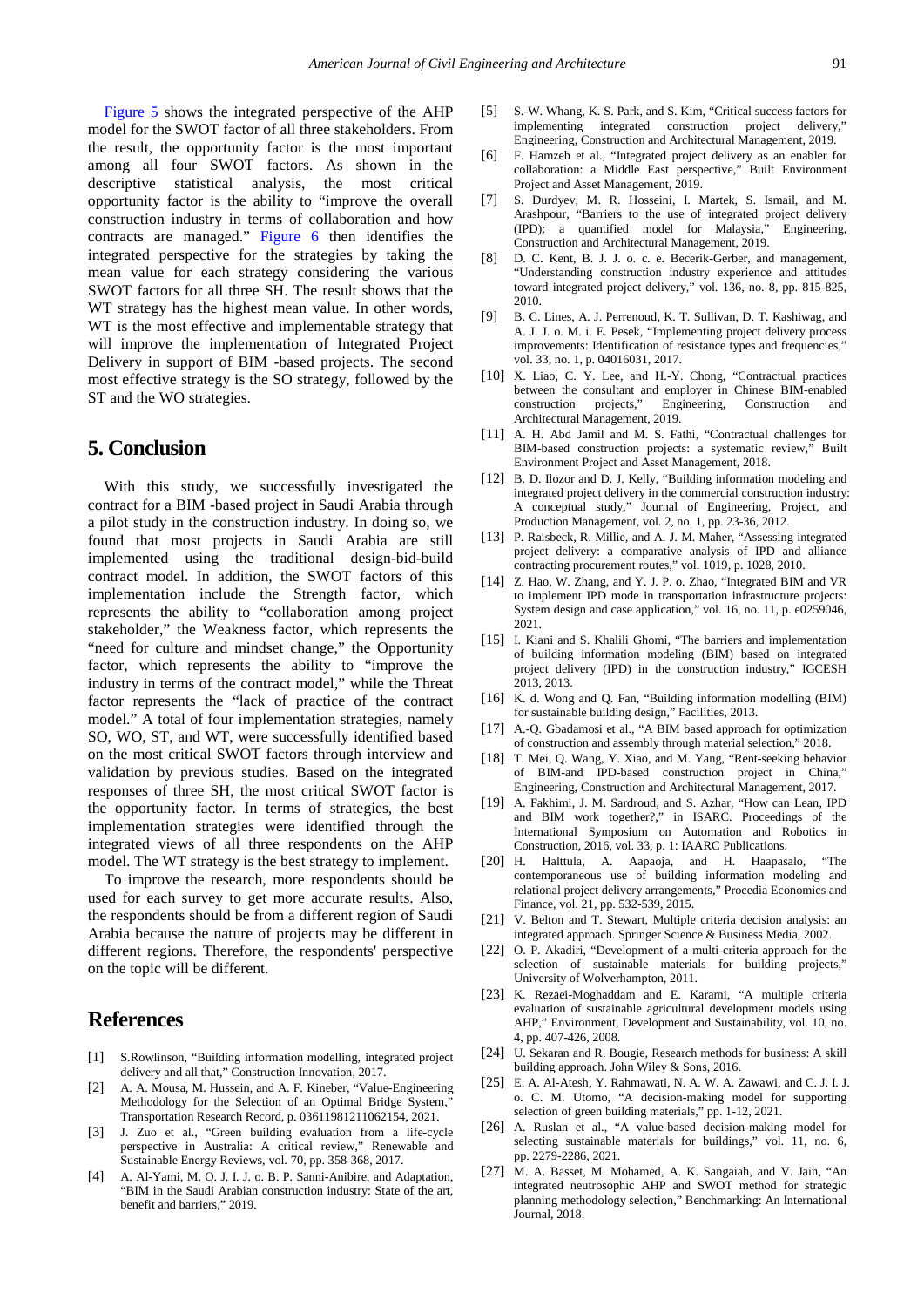Figure 5 shows the integrated perspective of the AHP model for the SWOT factor of all three stakeholders. From the result, the opportunity factor is the most important among all four SWOT factors. As shown in the descriptive statistical analysis, the most critical opportunity factor is the ability to "improve the overall construction industry in terms of collaboration and how contracts are managed." Figure 6 then identifies the integrated perspective for the strategies by taking the mean value for each strategy considering the various SWOT factors for all three SH. The result shows that the WT strategy has the highest mean value. In other words, WT is the most effective and implementable strategy that will improve the implementation of Integrated Project Delivery in support of BIM -based projects. The second most effective strategy is the SO strategy, followed by the ST and the WO strategies.

## 5. Conclusion

With this study, we successfully investigated the contract for a BIM -based project in Saudi Arabia through a pilot study in the construction industry. In doing so, we found that most projects in Saudi Arabia are still implemented using the traditional design-bid-build contract model. In addition, the SWOT factors of this implementation include the Strength factor, which represents the ability to "collaboration among project stakeholder," the Weakness factor, which represents the "need for culture and mindset change," the Opportunity factor, which represents the ability to "improve the industry in terms of the contract model," while the Threat factor represents the "lack of practice of the contract model." A total of four implementation strategies, namely SO, WO, ST, and WT, were successfully identified based on the most critical SWOT factors through interview and validation by previous studies. Based on the integrated responses of three SH, the most critical SWOT factor is the opportunity factor. In terms of strategies, the best implementation strategies were identified through the integrated views of all three respondents on the AHP model. The WT strategy is the best strategy to implement.

To improve the research, more respondents should be used for each survey to get more accurate results. Also, the respondents should be from a different region of Saudi Arabia because the nature of projects may be different in different regions. Therefore, the respondents' perspective on the topic will be different.

## References

[1] S.Rowlinson, "Building information modelling, integrated project delivery and all that," Construction Innovation, 2017.

[2] A. A. Mousa, M. Hussein, and A. F. Kineber, "Value-Engineering Methodology for the Selection of an Optimal Bridge System," Transportation Research Record, p. 03611981211062154, 2021.

[3] J. Zuo et al., "Green building evaluation from a life-cycle perspective in Australia: A critical review," Renewable and Sustainable Energy Reviews, vol. 70, pp. 358-368, 2017.

[4] A. Al-Yami, M. O. J. I. J. o. B. P. Sanni-Anibire, and Adaptation, "BIM in the Saudi Arabian construction industry: State of the art, benefit and barriers," 2019.

[5] S.-W. Whang, K. S. Park, and S. Kim, "Critical success factors for implementing integrated construction project delivery," Engineering, Construction and Architectural Management, 2019.

[6] F. Hamzeh et al., "Integrated project delivery as an enabler for collaboration: a Middle East perspective," Built Environment Project and Asset Management, 2019.

[7] S. Durdyev, M. R. Hosseini, I. Martek, S. Ismail, and M. Arashpour, "Barriers to the use of integrated project delivery (IPD): a quantified model for Malaysia," Engineering, Construction and Architectural Management, 2019.

[8] D. C. Kent, B. J. J. o. c. e. Becerik-Gerber, and management, "Understanding construction industry experience and attitudes toward integrated project delivery," vol. 136, no. 8, pp. 815-825, 2010.

[9] B. C. Lines, A. J. Perrenoud, K. T. Sullivan, D. T. Kashiwag, and A. J. J. o. M. i. E. Pesek, "Implementing project delivery process improvements: Identification of resistance types and frequencies," vol. 33, no. 1, p. 04016031, 2017.

[10] X. Liao, C. Y. Lee, and H.-Y. Chong, "Contractual practices between the consultant and employer in Chinese BIM-enabled construction projects," Engineering, Construction and Architectural Management, 2019.

[11] A. H. Abd Jamil and M. S. Fathi, "Contractual challenges for BIM-based construction projects: a systematic review," Built Environment Project and Asset Management, 2018.

[12] B. D. Ilozor and D. J. Kelly, "Building information modeling and integrated project delivery in the commercial construction industry: A conceptual study," Journal of Engineering, Project, and Production Management, vol. 2, no. 1, pp. 23-36, 2012.

[13] P. Raisbeck, R. Millie, and A. J. M. Maher, "Assessing integrated project delivery: a comparative analysis of IPD and alliance contracting procurement routes," vol. 1019, p. 1028, 2010.

[14] Z. Hao, W. Zhang, and Y. J. P. o. Zhao, "Integrated BIM and VR to implement IPD mode in transportation infrastructure projects: System design and case application," vol. 16, no. 11, p. e0259046, 2021.

[15] I. Kiani and S. Khalili Ghomi, "The barriers and implementation of building information modeling (BIM) based on integrated project delivery (IPD) in the construction industry," IGCESH 2013, 2013.

[16] K. d. Wong and Q. Fan, "Building information modelling (BIM) for sustainable building design," Facilities, 2013.

[17] A.-Q. Gbadamosi et al., "A BIM based approach for optimization of construction and assembly through material selection," 2018.

[18] T. Mei, Q. Wang, Y. Xiao, and M. Yang, "Rent-seeking behavior of BIM-and IPD-based construction project in China," Engineering, Construction and Architectural Management, 2017.

[19] A. Fakhimi, J. M. Sardroud, and S. Azhar, "How can Lean, IPD and BIM work together?," in ISARC. Proceedings of the International Symposium on Automation and Robotics in Construction, 2016, vol. 33, p. 1: IAARC Publications.

[20] H. Halttula, A. Aapaoja, and H. Haapasalo, "The contemporaneous use of building information modeling and relational project delivery arrangements," Procedia Economics and Finance, vol. 21, pp. 532-539, 2015.

[21] V. Belton and T. Stewart, Multiple criteria decision analysis: an integrated approach. Springer Science & Business Media, 2002.

[22] O. P. Akadiri, "Development of a multi-criteria approach for the selection of sustainable materials for building projects," University of Wolverhampton, 2011.

[23] K. Rezaei-Moghaddam and E. Karami, "A multiple criteria evaluation of sustainable agricultural development models using AHP," Environment, Development and Sustainability, vol. 10, no. 4, pp. 407-426, 2008.

[24] U. Sekaran and R. Bougie, Research methods for business: A skill building approach. John Wiley & Sons, 2016.

[25] E. A. Al-Atesh, Y. Rahmawati, N. A. W. A. Zawawi, and C. J. I. J. o. C. M. Utomo, "A decision-making model for supporting selection of green building materials," pp. 1-12, 2021.

[26] A. Ruslan et al., "A value-based decision-making model for selecting sustainable materials for buildings," vol. 11, no. 6, pp. 2279-2286, 2021.

[27] M. A. Basset, M. Mohamed, A. K. Sangaiah, and V. Jain, "An integrated neutrosophic AHP and SWOT method for strategic planning methodology selection," Benchmarking: An International Journal, 2018.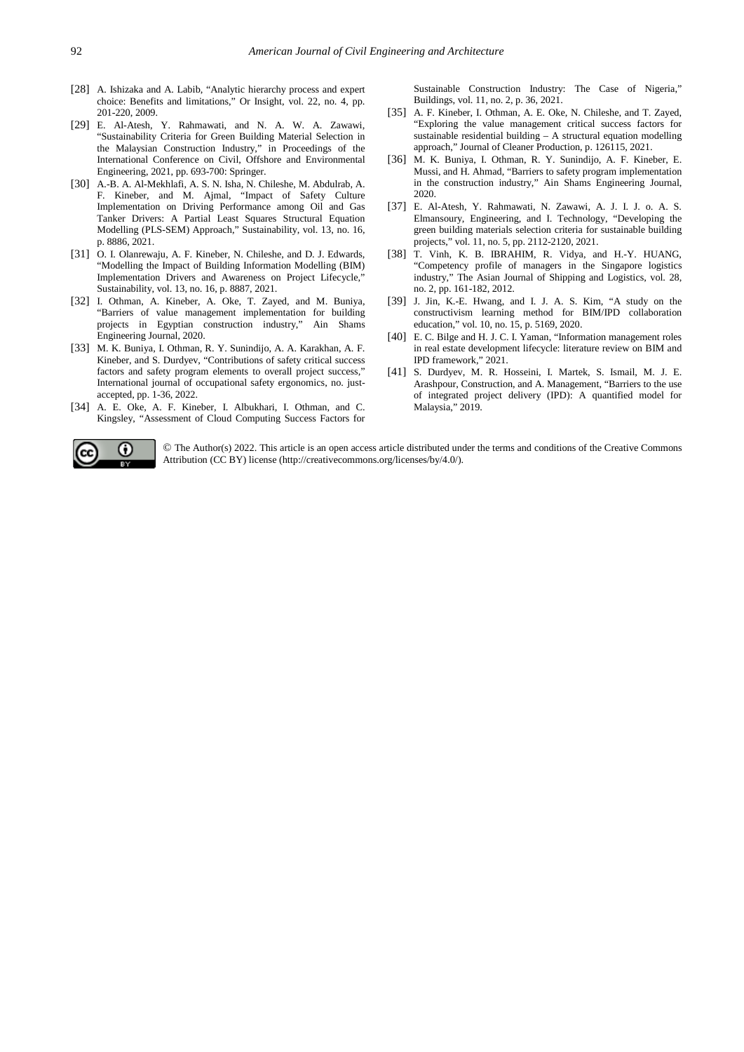[28] A. Ishizaka and A. Labib, "Analytic hierarchy process and expert choice: Benefits and limitations," Or Insight, vol. 22, no. 4, pp. 201-220, 2009.

[29] E. Al-Atesh, Y. Rahmawati, and N. A. W. A. Zawawi, "Sustainability Criteria for Green Building Material Selection in the Malaysian Construction Industry," in Proceedings of the International Conference on Civil, Offshore and Environmental Engineering, 2021, pp. 693-700: Springer.

[30] A.-B. A. Al-Mekhlafi, A. S. N. Isha, N. Chileshe, M. Abdulrab, A. F. Kineber, and M. Ajmal, "Impact of Safety Culture Implementation on Driving Performance among Oil and Gas Tanker Drivers: A Partial Least Squares Structural Equation Modelling (PLS-SEM) Approach," Sustainability, vol. 13, no. 16, p. 8886, 2021.

[31] O. I. Olanrewaju, A. F. Kineber, N. Chileshe, and D. J. Edwards, "Modelling the Impact of Building Information Modelling (BIM) Implementation Drivers and Awareness on Project Lifecycle," Sustainability, vol. 13, no. 16, p. 8887, 2021.

[32] I. Othman, A. Kineber, A. Oke, T. Zayed, and M. Buniya, "Barriers of value management implementation for building projects in Egyptian construction industry," Ain Shams Engineering Journal, 2020.

[33] M. K. Buniya, I. Othman, R. Y. Sunindijo, A. A. Karakhan, A. F. Kineber, and S. Durdyev, "Contributions of safety critical success factors and safety program elements to overall project success," International journal of occupational safety ergonomics, no. just-accepted, pp. 1-36, 2022.

[34] A. E. Oke, A. F. Kineber, I. Albukhari, I. Othman, and C. Kingsley, "Assessment of Cloud Computing Success Factors for Sustainable Construction Industry: The Case of Nigeria," Buildings, vol. 11, no. 2, p. 36, 2021.

[35] A. F. Kineber, I. Othman, A. E. Oke, N. Chileshe, and T. Zayed, "Exploring the value management critical success factors for sustainable residential building – A structural equation modelling approach," Journal of Cleaner Production, p. 126115, 2021.

[36] M. K. Buniya, I. Othman, R. Y. Sunindijo, A. F. Kineber, E. Mussi, and H. Ahmad, "Barriers to safety program implementation in the construction industry," Ain Shams Engineering Journal, 2020.

[37] E. Al-Atesh, Y. Rahmawati, N. Zawawi, A. J. I. J. o. A. S. Elmansoury, Engineering, and I. Technology, "Developing the green building materials selection criteria for sustainable building projects," vol. 11, no. 5, pp. 2112-2120, 2021.

[38] T. Vinh, K. B. IBRAHIM, R. Vidya, and H.-Y. HUANG, "Competency profile of managers in the Singapore logistics industry," The Asian Journal of Shipping and Logistics, vol. 28, no. 2, pp. 161-182, 2012.

[39] J. Jin, K.-E. Hwang, and I. J. A. S. Kim, "A study on the constructivism learning method for BIM/IPD collaboration education," vol. 10, no. 15, p. 5169, 2020.

[40] E. C. Bilge and H. J. C. I. Yaman, "Information management roles in real estate development lifecycle: literature review on BIM and IPD framework," 2021.

[41] S. Durdyev, M. R. Hosseini, I. Martek, S. Ismail, M. J. E. Arashpour, Construction, and A. Management, "Barriers to the use of integrated project delivery (IPD): A quantified model for Malaysia," 2019.

© The Author(s) 2022. This article is an open access article distributed under the terms and conditions of the Creative Commons Attribution (CC BY) license (http://creativecommons.org/licenses/by/4.0/).